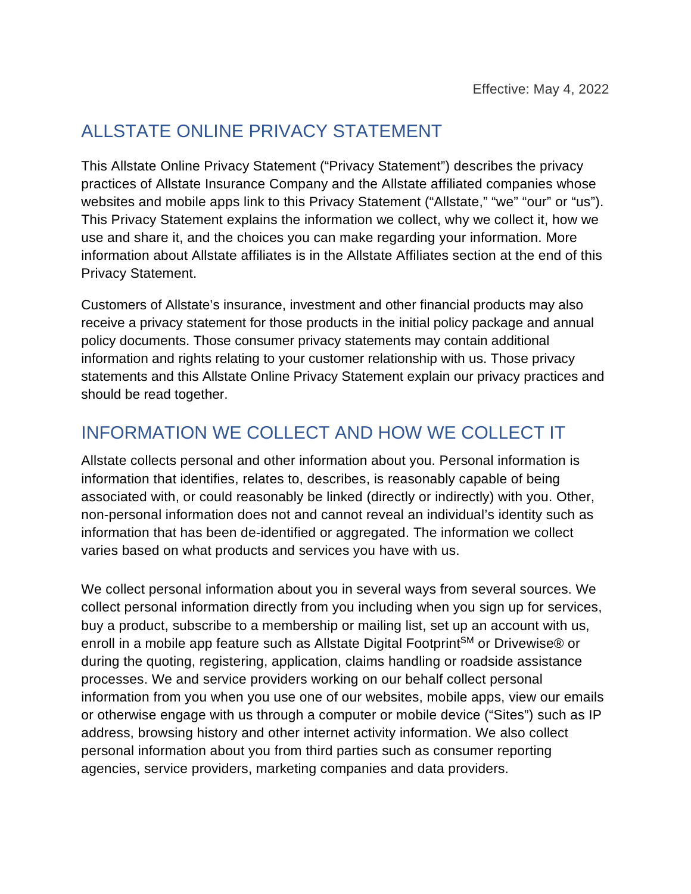Effective: May 4, 2022

# ALLSTATE ONLINE PRIVACY STATEMENT

This Allstate Online Privacy Statement ("Privacy Statement") describes the privacy practices of Allstate Insurance Company and the Allstate affiliated companies whose websites and mobile apps link to this Privacy Statement ("Allstate," "we" "our" or "us"). This Privacy Statement explains the information we collect, why we collect it, how we use and share it, and the choices you can make regarding your information. More information about Allstate affiliates is in the Allstate Affiliates section at the end of this Privacy Statement.

Customers of Allstate's insurance, investment and other financial products may also receive a privacy statement for those products in the initial policy package and annual policy documents. Those consumer privacy statements may contain additional information and rights relating to your customer relationship with us. Those privacy statements and this Allstate Online Privacy Statement explain our privacy practices and should be read together.

## INFORMATION WE COLLECT AND HOW WE COLLECT IT

Allstate collects personal and other information about you. Personal information is information that identifies, relates to, describes, is reasonably capable of being associated with, or could reasonably be linked (directly or indirectly) with you. Other, non-personal information does not and cannot reveal an individual's identity such as information that has been de-identified or aggregated. The information we collect varies based on what products and services you have with us.

We collect personal information about you in several ways from several sources. We collect personal information directly from you including when you sign up for services, buy a product, subscribe to a membership or mailing list, set up an account with us, enroll in a mobile app feature such as Allstate Digital Footprint℠ or Drivewise® or during the quoting, registering, application, claims handling or roadside assistance processes. We and service providers working on our behalf collect personal information from you when you use one of our websites, mobile apps, view our emails or otherwise engage with us through a computer or mobile device ("Sites") such as IP address, browsing history and other internet activity information. We also collect personal information about you from third parties such as consumer reporting agencies, service providers, marketing companies and data providers.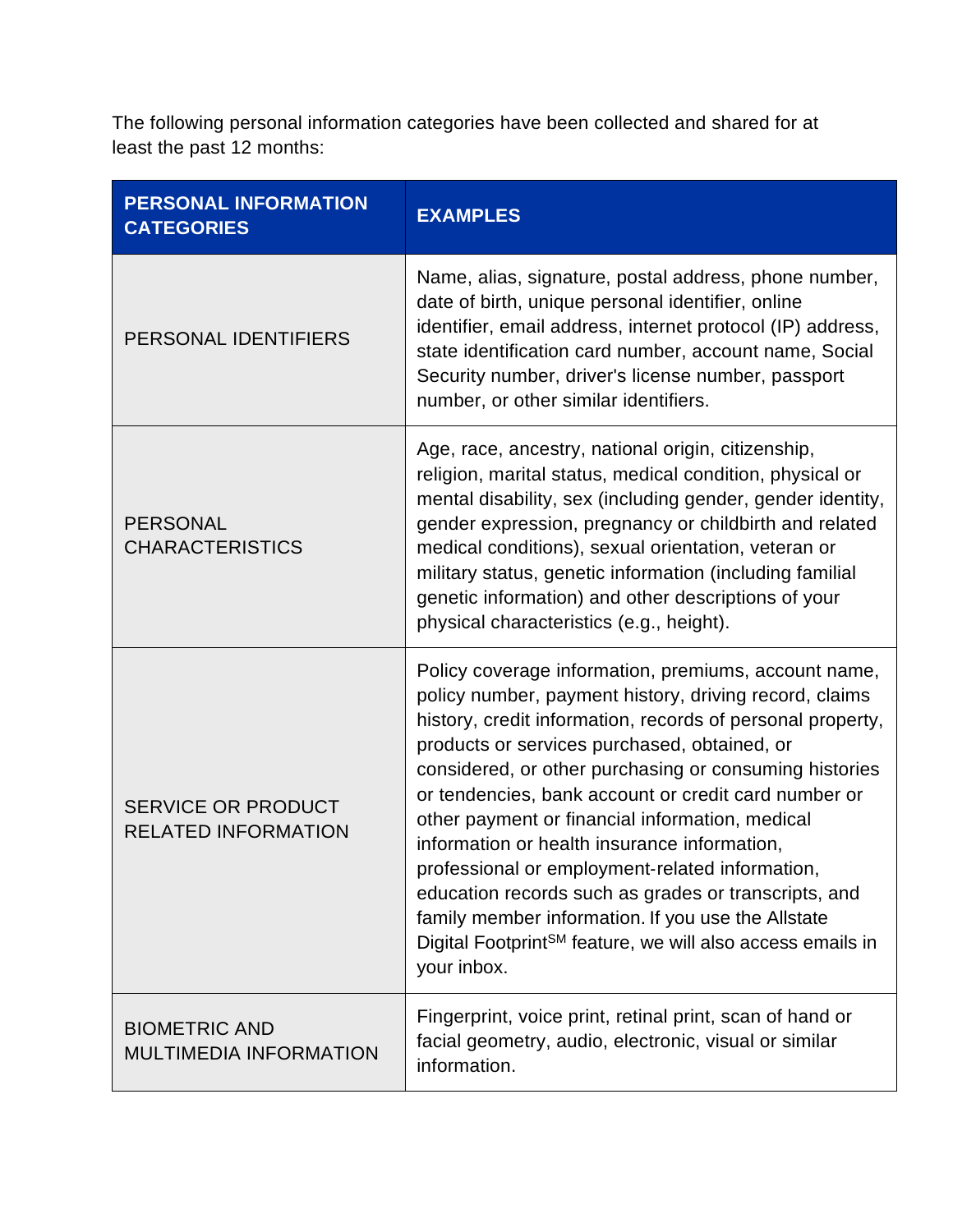The following personal information categories have been collected and shared for at least the past 12 months:

| PERSONAL INFORMATION CATEGORIES | EXAMPLES |
| --- | --- |
| PERSONAL IDENTIFIERS | Name, alias, signature, postal address, phone number, date of birth, unique personal identifier, online identifier, email address, internet protocol (IP) address, state identification card number, account name, Social Security number, driver's license number, passport number, or other similar identifiers. |
| PERSONAL CHARACTERISTICS | Age, race, ancestry, national origin, citizenship, religion, marital status, medical condition, physical or mental disability, sex (including gender, gender identity, gender expression, pregnancy or childbirth and related medical conditions), sexual orientation, veteran or military status, genetic information (including familial genetic information) and other descriptions of your physical characteristics (e.g., height). |
| SERVICE OR PRODUCT RELATED INFORMATION | Policy coverage information, premiums, account name, policy number, payment history, driving record, claims history, credit information, records of personal property, products or services purchased, obtained, or considered, or other purchasing or consuming histories or tendencies, bank account or credit card number or other payment or financial information, medical information or health insurance information, professional or employment-related information, education records such as grades or transcripts, and family member information. If you use the Allstate Digital Footprint[SM] feature, we will also access emails in your inbox. |
| BIOMETRIC AND MULTIMEDIA INFORMATION | Fingerprint, voice print, retinal print, scan of hand or facial geometry, audio, electronic, visual or similar information. |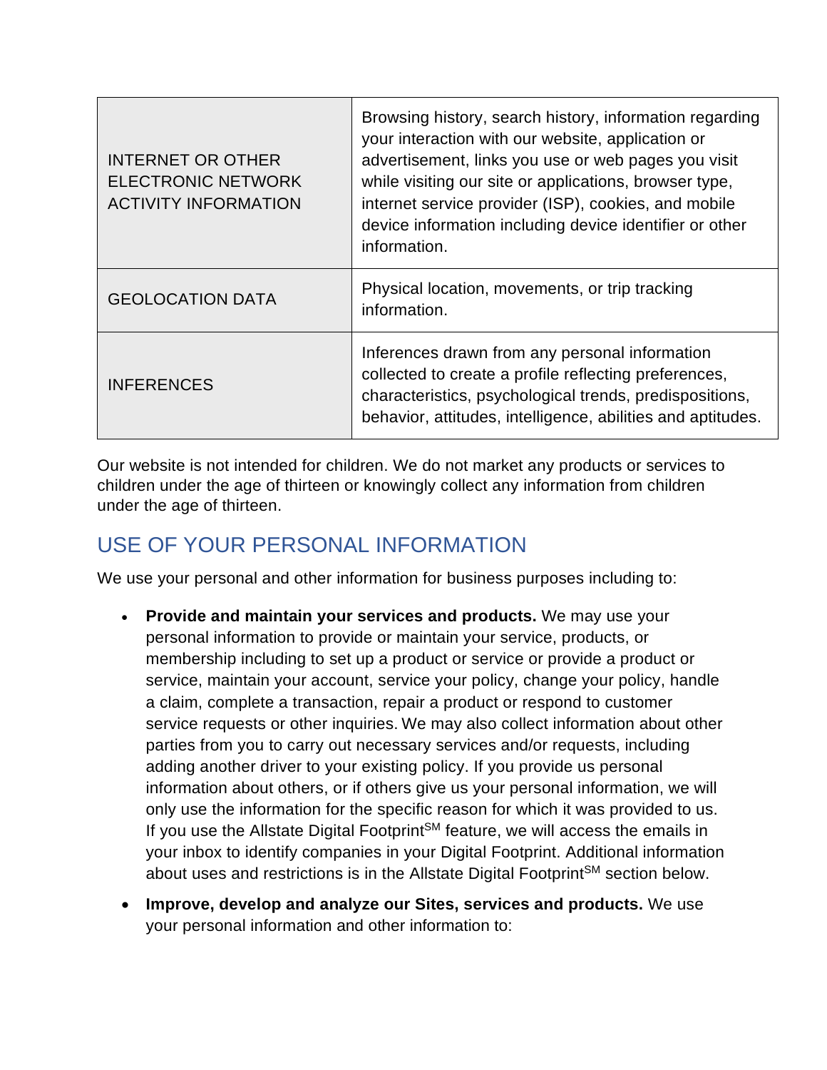| | |
|---|---|
| INTERNET OR OTHER ELECTRONIC NETWORK ACTIVITY INFORMATION | Browsing history, search history, information regarding your interaction with our website, application or advertisement, links you use or web pages you visit while visiting our site or applications, browser type, internet service provider (ISP), cookies, and mobile device information including device identifier or other information. |
| GEOLOCATION DATA | Physical location, movements, or trip tracking information. |
| INFERENCES | Inferences drawn from any personal information collected to create a profile reflecting preferences, characteristics, psychological trends, predispositions, behavior, attitudes, intelligence, abilities and aptitudes. |

Our website is not intended for children. We do not market any products or services to children under the age of thirteen or knowingly collect any information from children under the age of thirteen.

## USE OF YOUR PERSONAL INFORMATION

We use your personal and other information for business purposes including to:

- **Provide and maintain your services and products.** We may use your personal information to provide or maintain your service, products, or membership including to set up a product or service or provide a product or service, maintain your account, service your policy, change your policy, handle a claim, complete a transaction, repair a product or respond to customer service requests or other inquiries. We may also collect information about other parties from you to carry out necessary services and/or requests, including adding another driver to your existing policy. If you provide us personal information about others, or if others give us your personal information, we will only use the information for the specific reason for which it was provided to us. If you use the Allstate Digital Footprint℠ feature, we will access the emails in your inbox to identify companies in your Digital Footprint. Additional information about uses and restrictions is in the Allstate Digital Footprint℠ section below.
- **Improve, develop and analyze our Sites, services and products.** We use your personal information and other information to: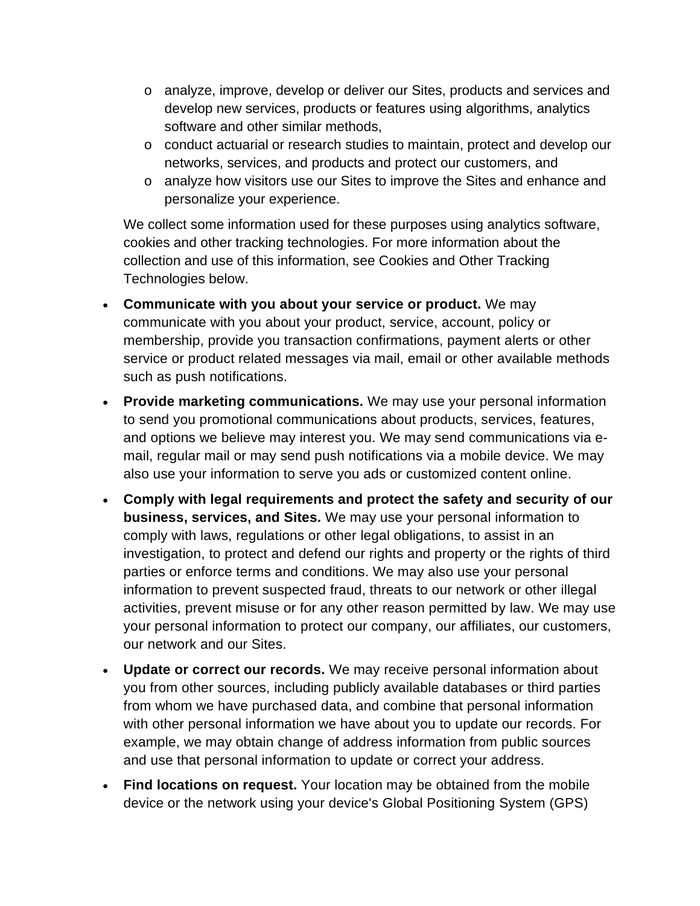- analyze, improve, develop or deliver our Sites, products and services and develop new services, products or features using algorithms, analytics software and other similar methods,
    - conduct actuarial or research studies to maintain, protect and develop our networks, services, and products and protect our customers, and
    - analyze how visitors use our Sites to improve the Sites and enhance and personalize your experience.

  We collect some information used for these purposes using analytics software, cookies and other tracking technologies. For more information about the collection and use of this information, see Cookies and Other Tracking Technologies below.

- **Communicate with you about your service or product.** We may communicate with you about your product, service, account, policy or membership, provide you transaction confirmations, payment alerts or other service or product related messages via mail, email or other available methods such as push notifications.
- **Provide marketing communications.** We may use your personal information to send you promotional communications about products, services, features, and options we believe may interest you. We may send communications via e-mail, regular mail or may send push notifications via a mobile device. We may also use your information to serve you ads or customized content online.
- **Comply with legal requirements and protect the safety and security of our business, services, and Sites.** We may use your personal information to comply with laws, regulations or other legal obligations, to assist in an investigation, to protect and defend our rights and property or the rights of third parties or enforce terms and conditions. We may also use your personal information to prevent suspected fraud, threats to our network or other illegal activities, prevent misuse or for any other reason permitted by law. We may use your personal information to protect our company, our affiliates, our customers, our network and our Sites.
- **Update or correct our records.** We may receive personal information about you from other sources, including publicly available databases or third parties from whom we have purchased data, and combine that personal information with other personal information we have about you to update our records. For example, we may obtain change of address information from public sources and use that personal information to update or correct your address.
- **Find locations on request.** Your location may be obtained from the mobile device or the network using your device's Global Positioning System (GPS)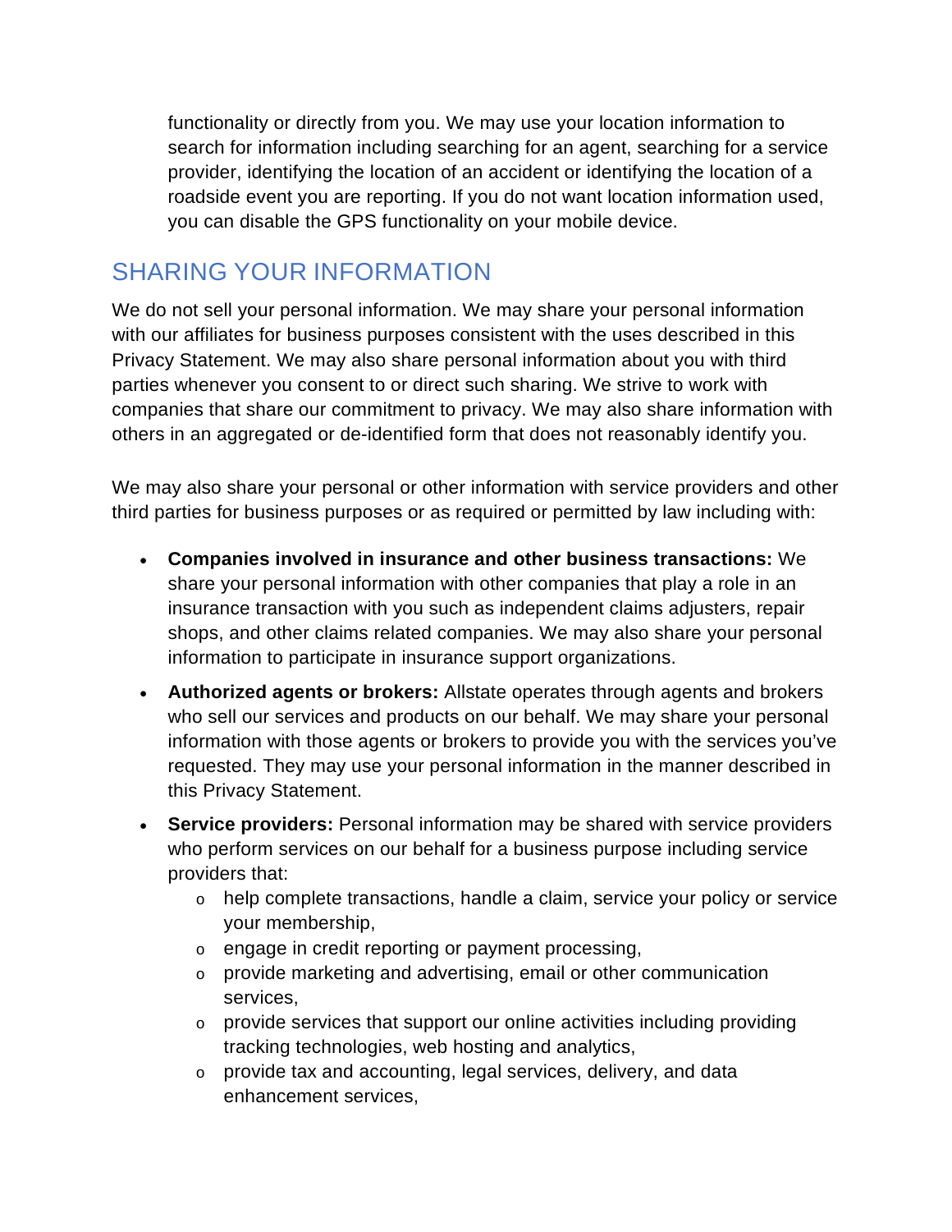functionality or directly from you. We may use your location information to search for information including searching for an agent, searching for a service provider, identifying the location of an accident or identifying the location of a roadside event you are reporting. If you do not want location information used, you can disable the GPS functionality on your mobile device.

## SHARING YOUR INFORMATION

We do not sell your personal information. We may share your personal information with our affiliates for business purposes consistent with the uses described in this Privacy Statement. We may also share personal information about you with third parties whenever you consent to or direct such sharing. We strive to work with companies that share our commitment to privacy. We may also share information with others in an aggregated or de-identified form that does not reasonably identify you.

We may also share your personal or other information with service providers and other third parties for business purposes or as required or permitted by law including with:

- **Companies involved in insurance and other business transactions:** We share your personal information with other companies that play a role in an insurance transaction with you such as independent claims adjusters, repair shops, and other claims related companies. We may also share your personal information to participate in insurance support organizations.
- **Authorized agents or brokers:** Allstate operates through agents and brokers who sell our services and products on our behalf. We may share your personal information with those agents or brokers to provide you with the services you've requested. They may use your personal information in the manner described in this Privacy Statement.
- **Service providers:** Personal information may be shared with service providers who perform services on our behalf for a business purpose including service providers that:
  - help complete transactions, handle a claim, service your policy or service your membership,
  - engage in credit reporting or payment processing,
  - provide marketing and advertising, email or other communication services,
  - provide services that support our online activities including providing tracking technologies, web hosting and analytics,
  - provide tax and accounting, legal services, delivery, and data enhancement services,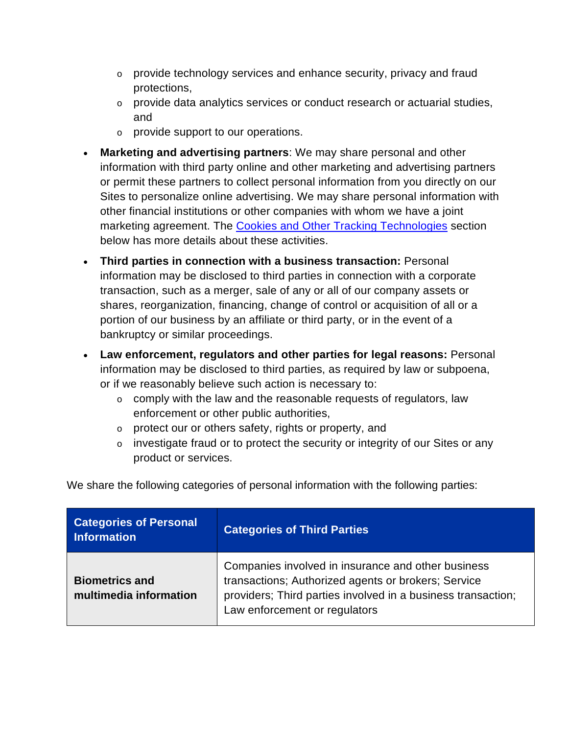- provide technology services and enhance security, privacy and fraud protections,
  - provide data analytics services or conduct research or actuarial studies, and
  - provide support to our operations.

- **Marketing and advertising partners**: We may share personal and other information with third party online and other marketing and advertising partners or permit these partners to collect personal information from you directly on our Sites to personalize online advertising. We may share personal information with other financial institutions or other companies with whom we have a joint marketing agreement. The Cookies and Other Tracking Technologies section below has more details about these activities.
- **Third parties in connection with a business transaction:** Personal information may be disclosed to third parties in connection with a corporate transaction, such as a merger, sale of any or all of our company assets or shares, reorganization, financing, change of control or acquisition of all or a portion of our business by an affiliate or third party, or in the event of a bankruptcy or similar proceedings.
- **Law enforcement, regulators and other parties for legal reasons:** Personal information may be disclosed to third parties, as required by law or subpoena, or if we reasonably believe such action is necessary to:
  - comply with the law and the reasonable requests of regulators, law enforcement or other public authorities,
  - protect our or others safety, rights or property, and
  - investigate fraud or to protect the security or integrity of our Sites or any product or services.

We share the following categories of personal information with the following parties:

| Categories of Personal Information | Categories of Third Parties |
| --- | --- |
| **Biometrics and multimedia information** | Companies involved in insurance and other business transactions; Authorized agents or brokers; Service providers; Third parties involved in a business transaction; Law enforcement or regulators |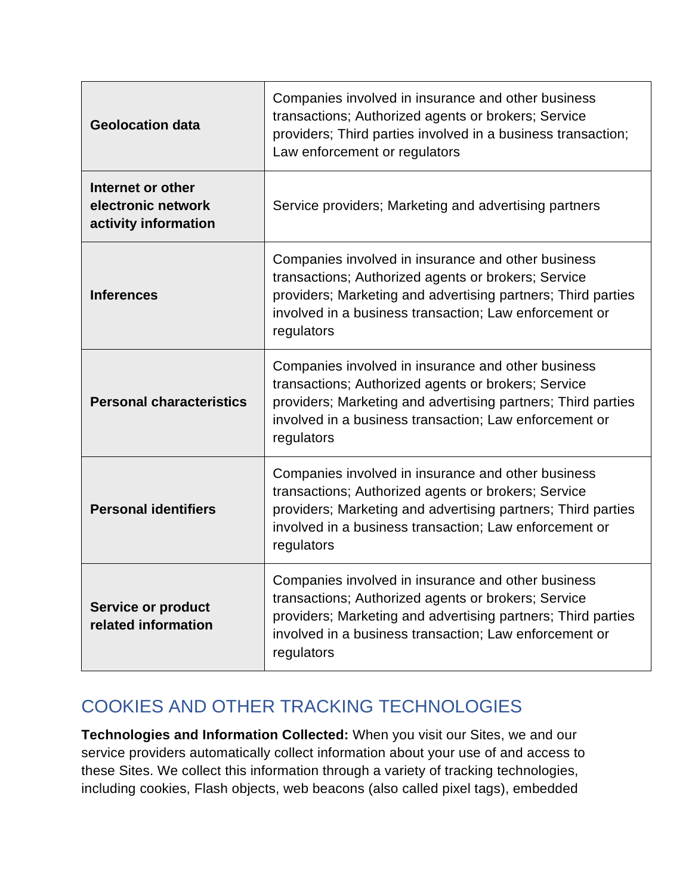| | |
|---|---|
| **Geolocation data** | Companies involved in insurance and other business transactions; Authorized agents or brokers; Service providers; Third parties involved in a business transaction; Law enforcement or regulators |
| **Internet or other electronic network activity information** | Service providers; Marketing and advertising partners |
| **Inferences** | Companies involved in insurance and other business transactions; Authorized agents or brokers; Service providers; Marketing and advertising partners; Third parties involved in a business transaction; Law enforcement or regulators |
| **Personal characteristics** | Companies involved in insurance and other business transactions; Authorized agents or brokers; Service providers; Marketing and advertising partners; Third parties involved in a business transaction; Law enforcement or regulators |
| **Personal identifiers** | Companies involved in insurance and other business transactions; Authorized agents or brokers; Service providers; Marketing and advertising partners; Third parties involved in a business transaction; Law enforcement or regulators |
| **Service or product related information** | Companies involved in insurance and other business transactions; Authorized agents or brokers; Service providers; Marketing and advertising partners; Third parties involved in a business transaction; Law enforcement or regulators |

## COOKIES AND OTHER TRACKING TECHNOLOGIES

**Technologies and Information Collected:** When you visit our Sites, we and our service providers automatically collect information about your use of and access to these Sites. We collect this information through a variety of tracking technologies, including cookies, Flash objects, web beacons (also called pixel tags), embedded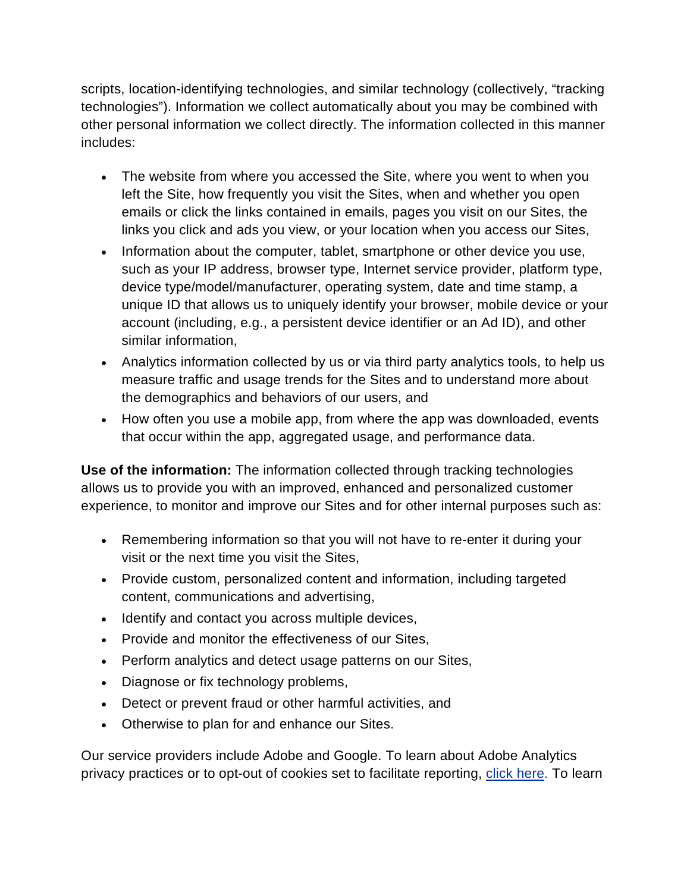scripts, location-identifying technologies, and similar technology (collectively, "tracking technologies"). Information we collect automatically about you may be combined with other personal information we collect directly. The information collected in this manner includes:

- The website from where you accessed the Site, where you went to when you left the Site, how frequently you visit the Sites, when and whether you open emails or click the links contained in emails, pages you visit on our Sites, the links you click and ads you view, or your location when you access our Sites,
- Information about the computer, tablet, smartphone or other device you use, such as your IP address, browser type, Internet service provider, platform type, device type/model/manufacturer, operating system, date and time stamp, a unique ID that allows us to uniquely identify your browser, mobile device or your account (including, e.g., a persistent device identifier or an Ad ID), and other similar information,
- Analytics information collected by us or via third party analytics tools, to help us measure traffic and usage trends for the Sites and to understand more about the demographics and behaviors of our users, and
- How often you use a mobile app, from where the app was downloaded, events that occur within the app, aggregated usage, and performance data.

**Use of the information:** The information collected through tracking technologies allows us to provide you with an improved, enhanced and personalized customer experience, to monitor and improve our Sites and for other internal purposes such as:

- Remembering information so that you will not have to re-enter it during your visit or the next time you visit the Sites,
- Provide custom, personalized content and information, including targeted content, communications and advertising,
- Identify and contact you across multiple devices,
- Provide and monitor the effectiveness of our Sites,
- Perform analytics and detect usage patterns on our Sites,
- Diagnose or fix technology problems,
- Detect or prevent fraud or other harmful activities, and
- Otherwise to plan for and enhance our Sites.

Our service providers include Adobe and Google. To learn about Adobe Analytics privacy practices or to opt-out of cookies set to facilitate reporting, click here. To learn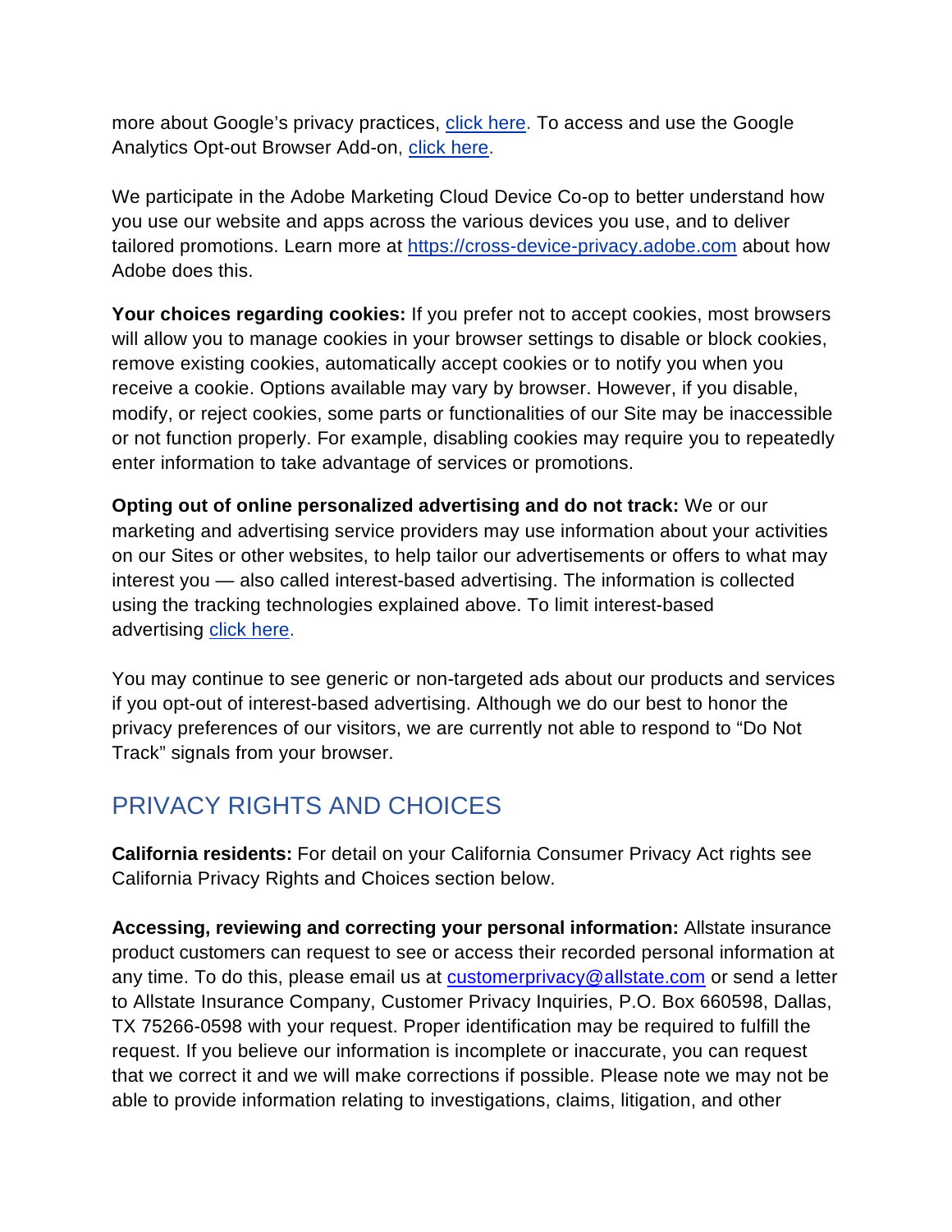more about Google's privacy practices, click here. To access and use the Google Analytics Opt-out Browser Add-on, click here.

We participate in the Adobe Marketing Cloud Device Co-op to better understand how you use our website and apps across the various devices you use, and to deliver tailored promotions. Learn more at https://cross-device-privacy.adobe.com about how Adobe does this.

**Your choices regarding cookies:** If you prefer not to accept cookies, most browsers will allow you to manage cookies in your browser settings to disable or block cookies, remove existing cookies, automatically accept cookies or to notify you when you receive a cookie. Options available may vary by browser. However, if you disable, modify, or reject cookies, some parts or functionalities of our Site may be inaccessible or not function properly. For example, disabling cookies may require you to repeatedly enter information to take advantage of services or promotions.

**Opting out of online personalized advertising and do not track:** We or our marketing and advertising service providers may use information about your activities on our Sites or other websites, to help tailor our advertisements or offers to what may interest you — also called interest-based advertising. The information is collected using the tracking technologies explained above. To limit interest-based advertising click here.

You may continue to see generic or non-targeted ads about our products and services if you opt-out of interest-based advertising. Although we do our best to honor the privacy preferences of our visitors, we are currently not able to respond to "Do Not Track" signals from your browser.

## PRIVACY RIGHTS AND CHOICES

**California residents:** For detail on your California Consumer Privacy Act rights see California Privacy Rights and Choices section below.

**Accessing, reviewing and correcting your personal information:** Allstate insurance product customers can request to see or access their recorded personal information at any time. To do this, please email us at customerprivacy@allstate.com or send a letter to Allstate Insurance Company, Customer Privacy Inquiries, P.O. Box 660598, Dallas, TX 75266-0598 with your request. Proper identification may be required to fulfill the request. If you believe our information is incomplete or inaccurate, you can request that we correct it and we will make corrections if possible. Please note we may not be able to provide information relating to investigations, claims, litigation, and other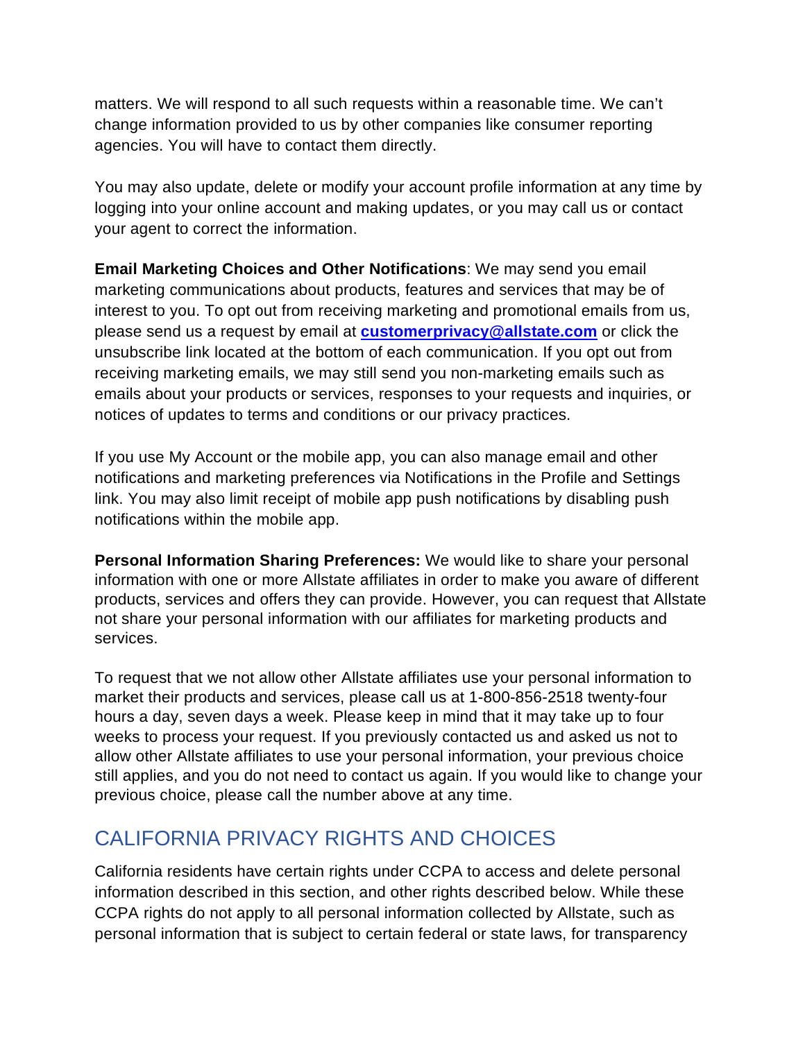matters. We will respond to all such requests within a reasonable time. We can't change information provided to us by other companies like consumer reporting agencies. You will have to contact them directly.

You may also update, delete or modify your account profile information at any time by logging into your online account and making updates, or you may call us or contact your agent to correct the information.

**Email Marketing Choices and Other Notifications**: We may send you email marketing communications about products, features and services that may be of interest to you. To opt out from receiving marketing and promotional emails from us, please send us a request by email at **customerprivacy@allstate.com** or click the unsubscribe link located at the bottom of each communication. If you opt out from receiving marketing emails, we may still send you non-marketing emails such as emails about your products or services, responses to your requests and inquiries, or notices of updates to terms and conditions or our privacy practices.

If you use My Account or the mobile app, you can also manage email and other notifications and marketing preferences via Notifications in the Profile and Settings link. You may also limit receipt of mobile app push notifications by disabling push notifications within the mobile app.

**Personal Information Sharing Preferences:** We would like to share your personal information with one or more Allstate affiliates in order to make you aware of different products, services and offers they can provide. However, you can request that Allstate not share your personal information with our affiliates for marketing products and services.

To request that we not allow other Allstate affiliates use your personal information to market their products and services, please call us at 1-800-856-2518 twenty-four hours a day, seven days a week. Please keep in mind that it may take up to four weeks to process your request. If you previously contacted us and asked us not to allow other Allstate affiliates to use your personal information, your previous choice still applies, and you do not need to contact us again. If you would like to change your previous choice, please call the number above at any time.

## CALIFORNIA PRIVACY RIGHTS AND CHOICES

California residents have certain rights under CCPA to access and delete personal information described in this section, and other rights described below. While these CCPA rights do not apply to all personal information collected by Allstate, such as personal information that is subject to certain federal or state laws, for transparency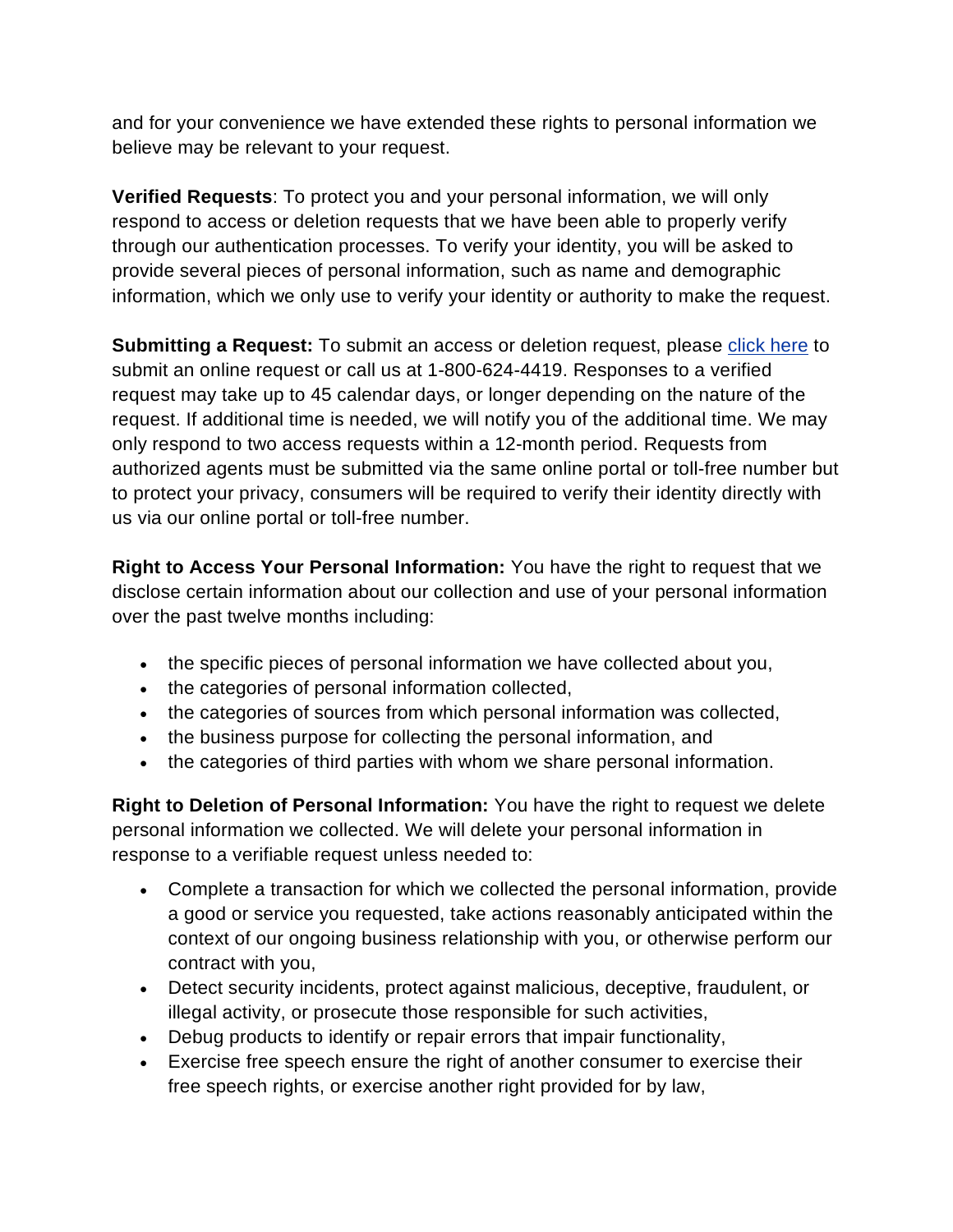and for your convenience we have extended these rights to personal information we believe may be relevant to your request.

**Verified Requests**: To protect you and your personal information, we will only respond to access or deletion requests that we have been able to properly verify through our authentication processes. To verify your identity, you will be asked to provide several pieces of personal information, such as name and demographic information, which we only use to verify your identity or authority to make the request.

**Submitting a Request:** To submit an access or deletion request, please click here to submit an online request or call us at 1-800-624-4419. Responses to a verified request may take up to 45 calendar days, or longer depending on the nature of the request. If additional time is needed, we will notify you of the additional time. We may only respond to two access requests within a 12-month period. Requests from authorized agents must be submitted via the same online portal or toll-free number but to protect your privacy, consumers will be required to verify their identity directly with us via our online portal or toll-free number.

**Right to Access Your Personal Information:** You have the right to request that we disclose certain information about our collection and use of your personal information over the past twelve months including:

- the specific pieces of personal information we have collected about you,
- the categories of personal information collected,
- the categories of sources from which personal information was collected,
- the business purpose for collecting the personal information, and
- the categories of third parties with whom we share personal information.

**Right to Deletion of Personal Information:** You have the right to request we delete personal information we collected. We will delete your personal information in response to a verifiable request unless needed to:

- Complete a transaction for which we collected the personal information, provide a good or service you requested, take actions reasonably anticipated within the context of our ongoing business relationship with you, or otherwise perform our contract with you,
- Detect security incidents, protect against malicious, deceptive, fraudulent, or illegal activity, or prosecute those responsible for such activities,
- Debug products to identify or repair errors that impair functionality,
- Exercise free speech ensure the right of another consumer to exercise their free speech rights, or exercise another right provided for by law,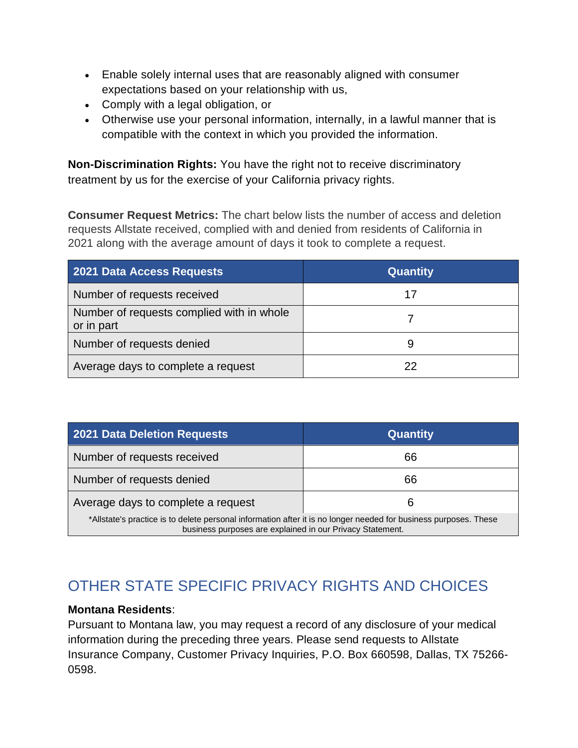- Enable solely internal uses that are reasonably aligned with consumer expectations based on your relationship with us,
- Comply with a legal obligation, or
- Otherwise use your personal information, internally, in a lawful manner that is compatible with the context in which you provided the information.

**Non-Discrimination Rights:** You have the right not to receive discriminatory treatment by us for the exercise of your California privacy rights.

**Consumer Request Metrics:** The chart below lists the number of access and deletion requests Allstate received, complied with and denied from residents of California in 2021 along with the average amount of days it took to complete a request.

| 2021 Data Access Requests | Quantity |
|---|---|
| Number of requests received | 17 |
| Number of requests complied with in whole or in part | 7 |
| Number of requests denied | 9 |
| Average days to complete a request | 22 |

| 2021 Data Deletion Requests | Quantity |
|---|---|
| Number of requests received | 66 |
| Number of requests denied | 66 |
| Average days to complete a request | 6 |
| *Allstate's practice is to delete personal information after it is no longer needed for business purposes. These business purposes are explained in our Privacy Statement. | |

## OTHER STATE SPECIFIC PRIVACY RIGHTS AND CHOICES

**Montana Residents**:
Pursuant to Montana law, you may request a record of any disclosure of your medical information during the preceding three years. Please send requests to Allstate Insurance Company, Customer Privacy Inquiries, P.O. Box 660598, Dallas, TX 75266-0598.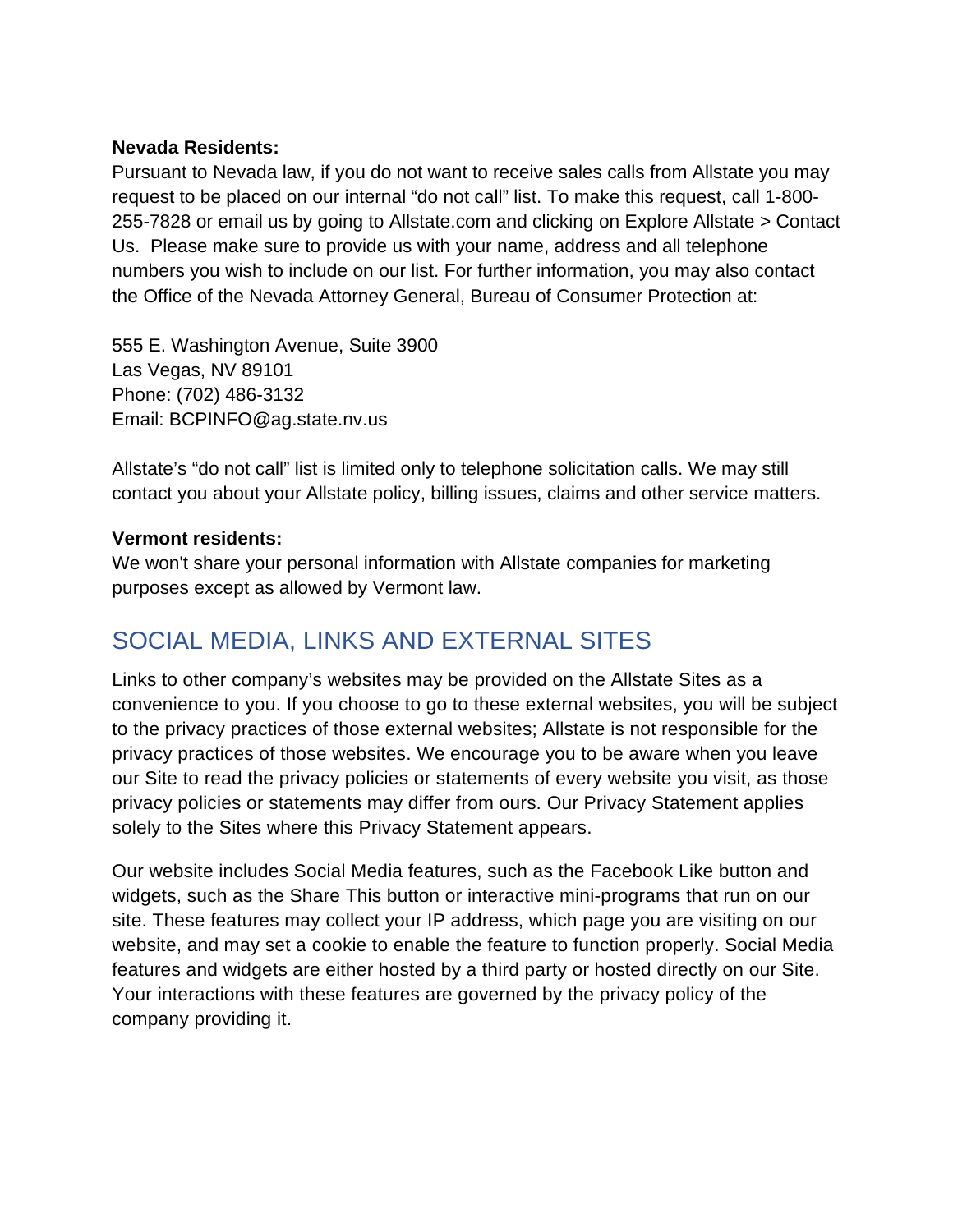**Nevada Residents:**

Pursuant to Nevada law, if you do not want to receive sales calls from Allstate you may request to be placed on our internal "do not call" list. To make this request, call 1-800-255-7828 or email us by going to Allstate.com and clicking on Explore Allstate > Contact Us. Please make sure to provide us with your name, address and all telephone numbers you wish to include on our list. For further information, you may also contact the Office of the Nevada Attorney General, Bureau of Consumer Protection at:

555 E. Washington Avenue, Suite 3900
Las Vegas, NV 89101
Phone: (702) 486-3132
Email: BCPINFO@ag.state.nv.us

Allstate's "do not call" list is limited only to telephone solicitation calls. We may still contact you about your Allstate policy, billing issues, claims and other service matters.

**Vermont residents:**

We won't share your personal information with Allstate companies for marketing purposes except as allowed by Vermont law.

## SOCIAL MEDIA, LINKS AND EXTERNAL SITES

Links to other company's websites may be provided on the Allstate Sites as a convenience to you. If you choose to go to these external websites, you will be subject to the privacy practices of those external websites; Allstate is not responsible for the privacy practices of those websites. We encourage you to be aware when you leave our Site to read the privacy policies or statements of every website you visit, as those privacy policies or statements may differ from ours. Our Privacy Statement applies solely to the Sites where this Privacy Statement appears.

Our website includes Social Media features, such as the Facebook Like button and widgets, such as the Share This button or interactive mini-programs that run on our site. These features may collect your IP address, which page you are visiting on our website, and may set a cookie to enable the feature to function properly. Social Media features and widgets are either hosted by a third party or hosted directly on our Site. Your interactions with these features are governed by the privacy policy of the company providing it.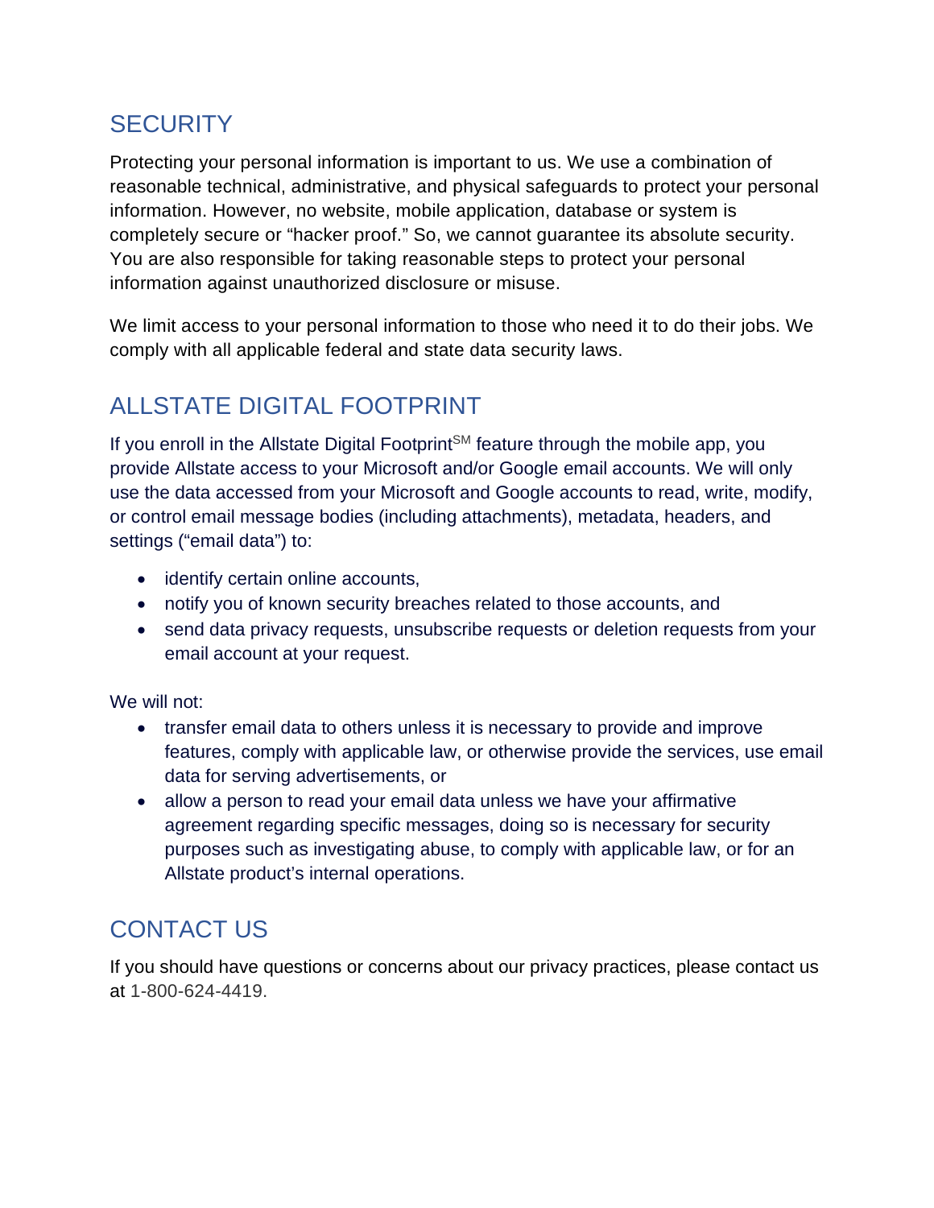## SECURITY

Protecting your personal information is important to us. We use a combination of reasonable technical, administrative, and physical safeguards to protect your personal information. However, no website, mobile application, database or system is completely secure or "hacker proof." So, we cannot guarantee its absolute security. You are also responsible for taking reasonable steps to protect your personal information against unauthorized disclosure or misuse.

We limit access to your personal information to those who need it to do their jobs. We comply with all applicable federal and state data security laws.

## ALLSTATE DIGITAL FOOTPRINT

If you enroll in the Allstate Digital Footprint[SM] feature through the mobile app, you provide Allstate access to your Microsoft and/or Google email accounts. We will only use the data accessed from your Microsoft and Google accounts to read, write, modify, or control email message bodies (including attachments), metadata, headers, and settings ("email data") to:

- identify certain online accounts,
- notify you of known security breaches related to those accounts, and
- send data privacy requests, unsubscribe requests or deletion requests from your email account at your request.

We will not:

- transfer email data to others unless it is necessary to provide and improve features, comply with applicable law, or otherwise provide the services, use email data for serving advertisements, or
- allow a person to read your email data unless we have your affirmative agreement regarding specific messages, doing so is necessary for security purposes such as investigating abuse, to comply with applicable law, or for an Allstate product's internal operations.

## CONTACT US

If you should have questions or concerns about our privacy practices, please contact us at 1-800-624-4419.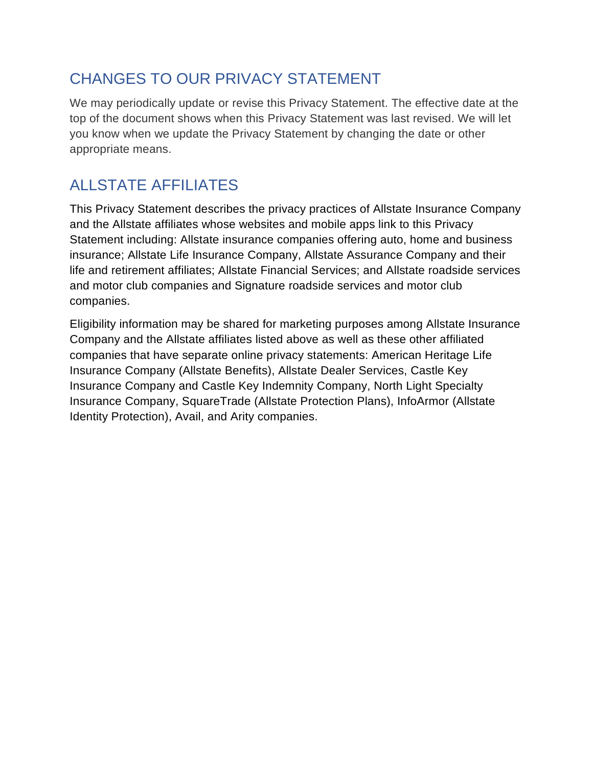## CHANGES TO OUR PRIVACY STATEMENT

We may periodically update or revise this Privacy Statement. The effective date at the top of the document shows when this Privacy Statement was last revised. We will let you know when we update the Privacy Statement by changing the date or other appropriate means.

## ALLSTATE AFFILIATES

This Privacy Statement describes the privacy practices of Allstate Insurance Company and the Allstate affiliates whose websites and mobile apps link to this Privacy Statement including: Allstate insurance companies offering auto, home and business insurance; Allstate Life Insurance Company, Allstate Assurance Company and their life and retirement affiliates; Allstate Financial Services; and Allstate roadside services and motor club companies and Signature roadside services and motor club companies.

Eligibility information may be shared for marketing purposes among Allstate Insurance Company and the Allstate affiliates listed above as well as these other affiliated companies that have separate online privacy statements: American Heritage Life Insurance Company (Allstate Benefits), Allstate Dealer Services, Castle Key Insurance Company and Castle Key Indemnity Company, North Light Specialty Insurance Company, SquareTrade (Allstate Protection Plans), InfoArmor (Allstate Identity Protection), Avail, and Arity companies.